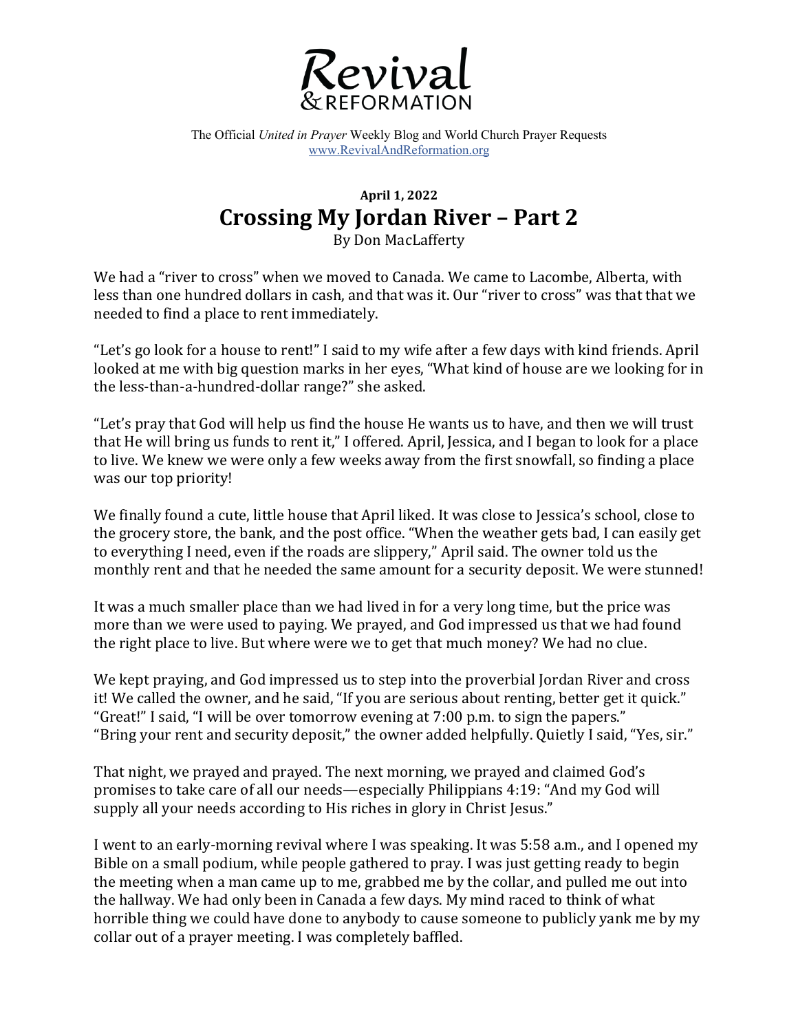# Revival & REFORMATION

The Official *United in Prayer* Weekly Blog and World Church Prayer Requests
www.RevivalAndReformation.org

**April 1, 2022**

## Crossing My Jordan River – Part 2

By Don MacLafferty

We had a "river to cross" when we moved to Canada. We came to Lacombe, Alberta, with less than one hundred dollars in cash, and that was it. Our "river to cross" was that that we needed to find a place to rent immediately.

"Let's go look for a house to rent!" I said to my wife after a few days with kind friends. April looked at me with big question marks in her eyes, "What kind of house are we looking for in the less-than-a-hundred-dollar range?" she asked.

"Let's pray that God will help us find the house He wants us to have, and then we will trust that He will bring us funds to rent it," I offered. April, Jessica, and I began to look for a place to live. We knew we were only a few weeks away from the first snowfall, so finding a place was our top priority!

We finally found a cute, little house that April liked. It was close to Jessica's school, close to the grocery store, the bank, and the post office. "When the weather gets bad, I can easily get to everything I need, even if the roads are slippery," April said. The owner told us the monthly rent and that he needed the same amount for a security deposit. We were stunned!

It was a much smaller place than we had lived in for a very long time, but the price was more than we were used to paying. We prayed, and God impressed us that we had found the right place to live. But where were we to get that much money? We had no clue.

We kept praying, and God impressed us to step into the proverbial Jordan River and cross it! We called the owner, and he said, "If you are serious about renting, better get it quick." "Great!" I said, "I will be over tomorrow evening at 7:00 p.m. to sign the papers." "Bring your rent and security deposit," the owner added helpfully. Quietly I said, "Yes, sir."

That night, we prayed and prayed. The next morning, we prayed and claimed God's promises to take care of all our needs—especially Philippians 4:19: "And my God will supply all your needs according to His riches in glory in Christ Jesus."

I went to an early-morning revival where I was speaking. It was 5:58 a.m., and I opened my Bible on a small podium, while people gathered to pray. I was just getting ready to begin the meeting when a man came up to me, grabbed me by the collar, and pulled me out into the hallway. We had only been in Canada a few days. My mind raced to think of what horrible thing we could have done to anybody to cause someone to publicly yank me by my collar out of a prayer meeting. I was completely baffled.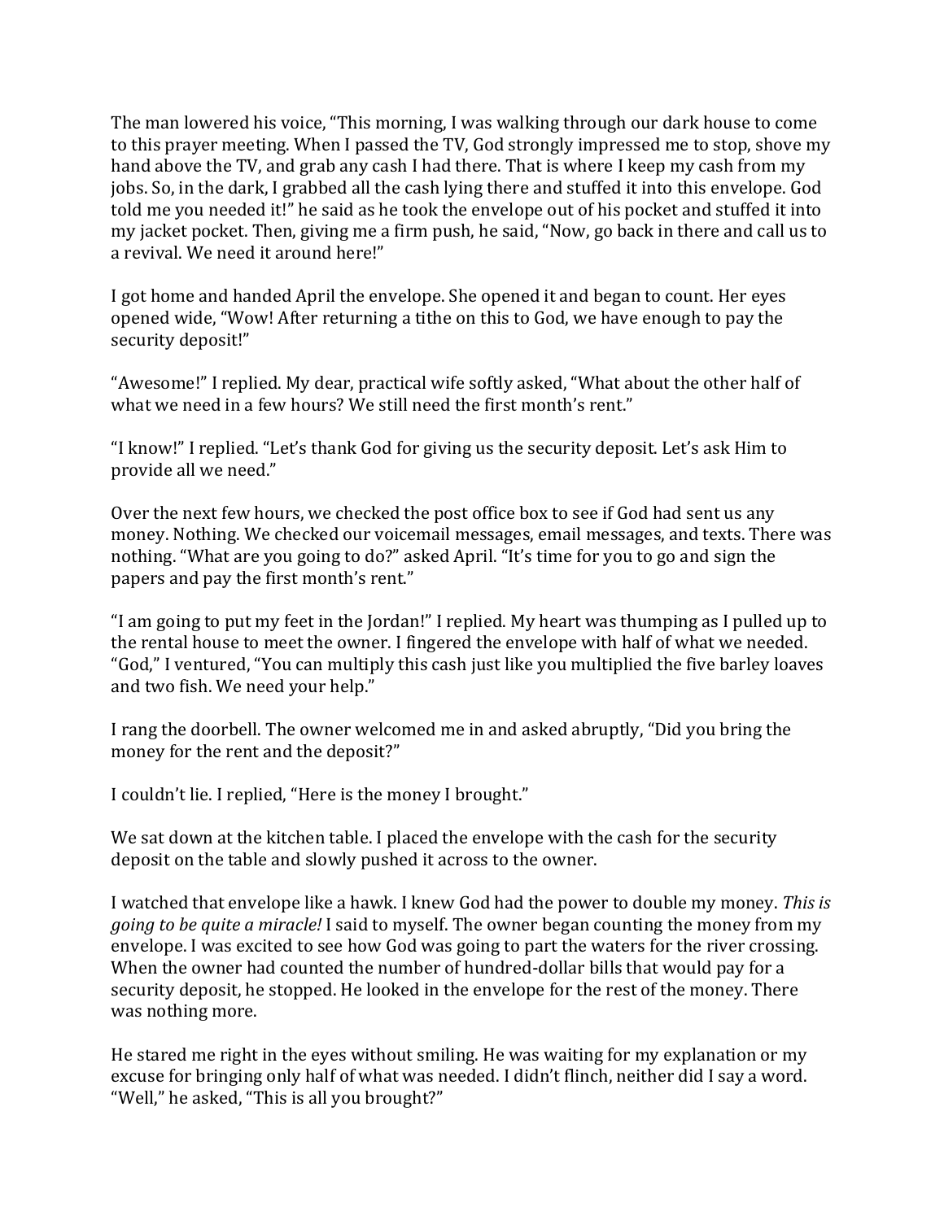The man lowered his voice, "This morning, I was walking through our dark house to come to this prayer meeting. When I passed the TV, God strongly impressed me to stop, shove my hand above the TV, and grab any cash I had there. That is where I keep my cash from my jobs. So, in the dark, I grabbed all the cash lying there and stuffed it into this envelope. God told me you needed it!" he said as he took the envelope out of his pocket and stuffed it into my jacket pocket. Then, giving me a firm push, he said, "Now, go back in there and call us to a revival. We need it around here!"

I got home and handed April the envelope. She opened it and began to count. Her eyes opened wide, "Wow! After returning a tithe on this to God, we have enough to pay the security deposit!"

"Awesome!" I replied. My dear, practical wife softly asked, "What about the other half of what we need in a few hours? We still need the first month's rent."

"I know!" I replied. "Let's thank God for giving us the security deposit. Let's ask Him to provide all we need."

Over the next few hours, we checked the post office box to see if God had sent us any money. Nothing. We checked our voicemail messages, email messages, and texts. There was nothing. "What are you going to do?" asked April. "It's time for you to go and sign the papers and pay the first month's rent."

"I am going to put my feet in the Jordan!" I replied. My heart was thumping as I pulled up to the rental house to meet the owner. I fingered the envelope with half of what we needed. "God," I ventured, "You can multiply this cash just like you multiplied the five barley loaves and two fish. We need your help."

I rang the doorbell. The owner welcomed me in and asked abruptly, "Did you bring the money for the rent and the deposit?"

I couldn't lie. I replied, "Here is the money I brought."

We sat down at the kitchen table. I placed the envelope with the cash for the security deposit on the table and slowly pushed it across to the owner.

I watched that envelope like a hawk. I knew God had the power to double my money. *This is going to be quite a miracle!* I said to myself. The owner began counting the money from my envelope. I was excited to see how God was going to part the waters for the river crossing. When the owner had counted the number of hundred-dollar bills that would pay for a security deposit, he stopped. He looked in the envelope for the rest of the money. There was nothing more.

He stared me right in the eyes without smiling. He was waiting for my explanation or my excuse for bringing only half of what was needed. I didn't flinch, neither did I say a word. "Well," he asked, "This is all you brought?"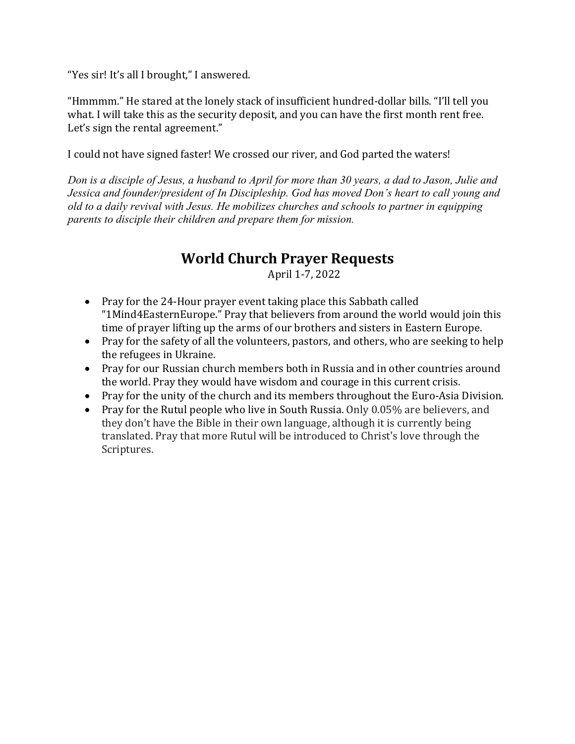"Yes sir! It's all I brought," I answered.

"Hmmmm." He stared at the lonely stack of insufficient hundred-dollar bills. "I'll tell you what. I will take this as the security deposit, and you can have the first month rent free. Let's sign the rental agreement."

I could not have signed faster! We crossed our river, and God parted the waters!

*Don is a disciple of Jesus, a husband to April for more than 30 years, a dad to Jason, Julie and Jessica and founder/president of In Discipleship. God has moved Don's heart to call young and old to a daily revival with Jesus. He mobilizes churches and schools to partner in equipping parents to disciple their children and prepare them for mission.*

## World Church Prayer Requests

April 1-7, 2022

- Pray for the 24-Hour prayer event taking place this Sabbath called "1Mind4EasternEurope." Pray that believers from around the world would join this time of prayer lifting up the arms of our brothers and sisters in Eastern Europe.
- Pray for the safety of all the volunteers, pastors, and others, who are seeking to help the refugees in Ukraine.
- Pray for our Russian church members both in Russia and in other countries around the world. Pray they would have wisdom and courage in this current crisis.
- Pray for the unity of the church and its members throughout the Euro-Asia Division.
- Pray for the Rutul people who live in South Russia. Only 0.05% are believers, and they don't have the Bible in their own language, although it is currently being translated. Pray that more Rutul will be introduced to Christ's love through the Scriptures.